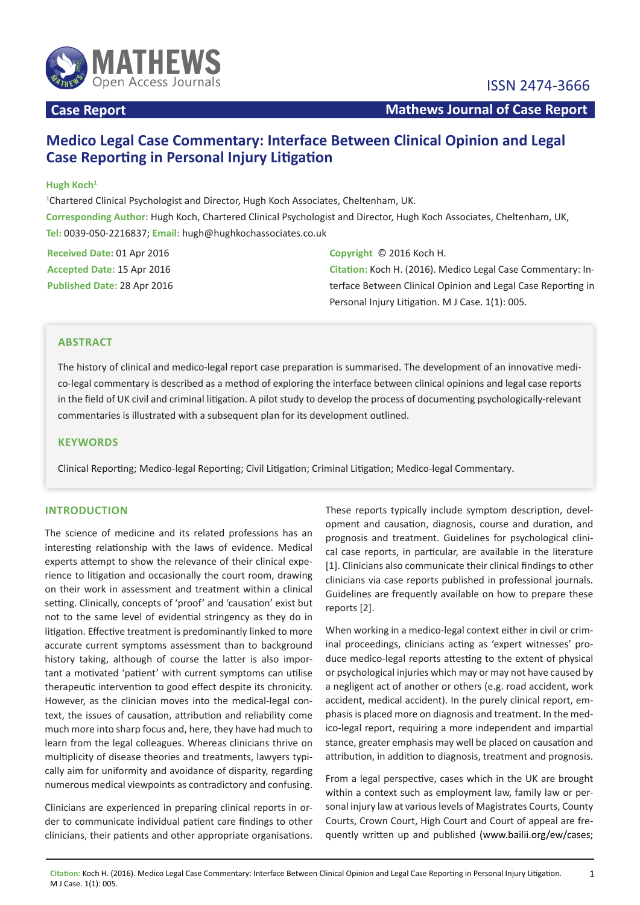ISSN 2474-3666

**Case Report** | **Mathews Journal of Case Report**

# Medico Legal Case Commentary: Interface Between Clinical Opinion and Legal Case Reporting in Personal Injury Litigation

**Hugh Koch**[1]

[1]Chartered Clinical Psychologist and Director, Hugh Koch Associates, Cheltenham, UK.

**Corresponding Author:** Hugh Koch, Chartered Clinical Psychologist and Director, Hugh Koch Associates, Cheltenham, UK,

**Tel:** 0039-050-2216837; **Email:** hugh@hughkochassociates.co.uk

**Received Date:** 01 Apr 2016
**Accepted Date:** 15 Apr 2016
**Published Date:** 28 Apr 2016

**Copyright** © 2016 Koch H.

**Citation:** Koch H. (2016). Medico Legal Case Commentary: Interface Between Clinical Opinion and Legal Case Reporting in Personal Injury Litigation. M J Case. 1(1): 005.

## ABSTRACT

The history of clinical and medico-legal report case preparation is summarised. The development of an innovative medico-legal commentary is described as a method of exploring the interface between clinical opinions and legal case reports in the field of UK civil and criminal litigation. A pilot study to develop the process of documenting psychologically-relevant commentaries is illustrated with a subsequent plan for its development outlined.

## KEYWORDS

Clinical Reporting; Medico-legal Reporting; Civil Litigation; Criminal Litigation; Medico-legal Commentary.

## INTRODUCTION

The science of medicine and its related professions has an interesting relationship with the laws of evidence. Medical experts attempt to show the relevance of their clinical experience to litigation and occasionally the court room, drawing on their work in assessment and treatment within a clinical setting. Clinically, concepts of 'proof' and 'causation' exist but not to the same level of evidential stringency as they do in litigation. Effective treatment is predominantly linked to more accurate current symptoms assessment than to background history taking, although of course the latter is also important a motivated 'patient' with current symptoms can utilise therapeutic intervention to good effect despite its chronicity. However, as the clinician moves into the medical-legal context, the issues of causation, attribution and reliability come much more into sharp focus and, here, they have had much to learn from the legal colleagues. Whereas clinicians thrive on multiplicity of disease theories and treatments, lawyers typically aim for uniformity and avoidance of disparity, regarding numerous medical viewpoints as contradictory and confusing.

Clinicians are experienced in preparing clinical reports in order to communicate individual patient care findings to other clinicians, their patients and other appropriate organisations. These reports typically include symptom description, development and causation, diagnosis, course and duration, and prognosis and treatment. Guidelines for psychological clinical case reports, in particular, are available in the literature [1]. Clinicians also communicate their clinical findings to other clinicians via case reports published in professional journals. Guidelines are frequently available on how to prepare these reports [2].

When working in a medico-legal context either in civil or criminal proceedings, clinicians acting as 'expert witnesses' produce medico-legal reports attesting to the extent of physical or psychological injuries which may or may not have caused by a negligent act of another or others (e.g. road accident, work accident, medical accident). In the purely clinical report, emphasis is placed more on diagnosis and treatment. In the medico-legal report, requiring a more independent and impartial stance, greater emphasis may well be placed on causation and attribution, in addition to diagnosis, treatment and prognosis.

From a legal perspective, cases which in the UK are brought within a context such as employment law, family law or personal injury law at various levels of Magistrates Courts, County Courts, Crown Court, High Court and Court of appeal are frequently written up and published (www.bailii.org/ew/cases;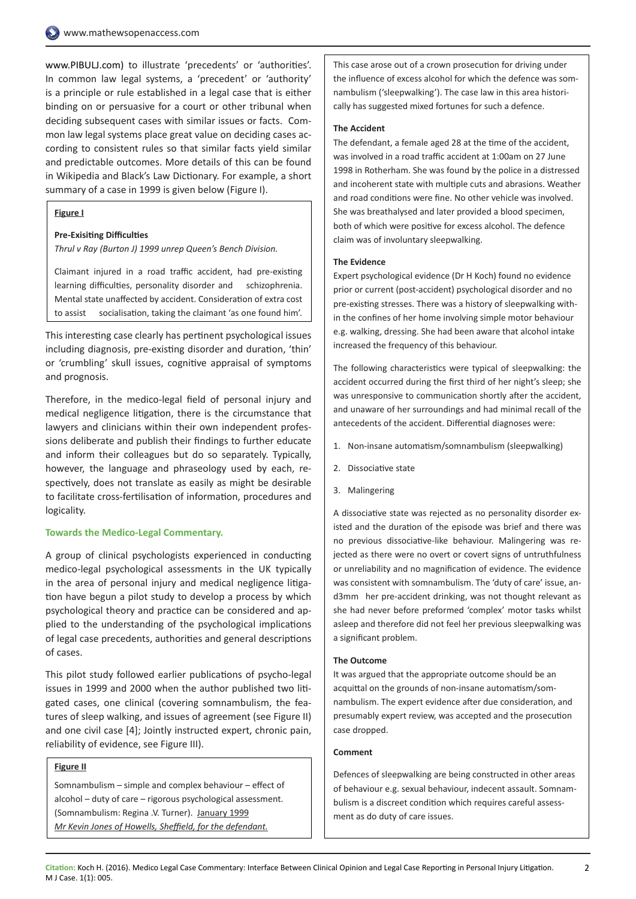www.PIBULJ.com) to illustrate 'precedents' or 'authorities'. In common law legal systems, a 'precedent' or 'authority' is a principle or rule established in a legal case that is either binding on or persuasive for a court or other tribunal when deciding subsequent cases with similar issues or facts. Common law legal systems place great value on deciding cases according to consistent rules so that similar facts yield similar and predictable outcomes. More details of this can be found in Wikipedia and Black's Law Dictionary. For example, a short summary of a case in 1999 is given below (Figure I).

**Figure I**

**Pre-Exisiting Difficulties**

*Thrul v Ray (Burton J) 1999 unrep Queen's Bench Division.*

Claimant injured in a road traffic accident, had pre-existing learning difficulties, personality disorder and schizophrenia. Mental state unaffected by accident. Consideration of extra cost to assist socialisation, taking the claimant 'as one found him'.

This interesting case clearly has pertinent psychological issues including diagnosis, pre-existing disorder and duration, 'thin' or 'crumbling' skull issues, cognitive appraisal of symptoms and prognosis.

Therefore, in the medico-legal field of personal injury and medical negligence litigation, there is the circumstance that lawyers and clinicians within their own independent professions deliberate and publish their findings to further educate and inform their colleagues but do so separately. Typically, however, the language and phraseology used by each, respectively, does not translate as easily as might be desirable to facilitate cross-fertilisation of information, procedures and logicality.

### Towards the Medico-Legal Commentary.

A group of clinical psychologists experienced in conducting medico-legal psychological assessments in the UK typically in the area of personal injury and medical negligence litigation have begun a pilot study to develop a process by which psychological theory and practice can be considered and applied to the understanding of the psychological implications of legal case precedents, authorities and general descriptions of cases.

This pilot study followed earlier publications of psycho-legal issues in 1999 and 2000 when the author published two litigated cases, one clinical (covering somnambulism, the features of sleep walking, and issues of agreement (see Figure II) and one civil case [4]; Jointly instructed expert, chronic pain, reliability of evidence, see Figure III).

**Figure II**

Somnambulism – simple and complex behaviour – effect of alcohol – duty of care – rigorous psychological assessment. (Somnambulism: Regina .V. Turner). January 1999
*Mr Kevin Jones of Howells, Sheffield, for the defendant.*

This case arose out of a crown prosecution for driving under the influence of excess alcohol for which the defence was somnambulism ('sleepwalking'). The case law in this area historically has suggested mixed fortunes for such a defence.

**The Accident**

The defendant, a female aged 28 at the time of the accident, was involved in a road traffic accident at 1:00am on 27 June 1998 in Rotherham. She was found by the police in a distressed and incoherent state with multiple cuts and abrasions. Weather and road conditions were fine. No other vehicle was involved. She was breathalysed and later provided a blood specimen, both of which were positive for excess alcohol. The defence claim was of involuntary sleepwalking.

**The Evidence**

Expert psychological evidence (Dr H Koch) found no evidence prior or current (post-accident) psychological disorder and no pre-existing stresses. There was a history of sleepwalking within the confines of her home involving simple motor behaviour e.g. walking, dressing. She had been aware that alcohol intake increased the frequency of this behaviour.

The following characteristics were typical of sleepwalking: the accident occurred during the first third of her night's sleep; she was unresponsive to communication shortly after the accident, and unaware of her surroundings and had minimal recall of the antecedents of the accident. Differential diagnoses were:

1. Non-insane automatism/somnambulism (sleepwalking)
2. Dissociative state
3. Malingering

A dissociative state was rejected as no personality disorder existed and the duration of the episode was brief and there was no previous dissociative-like behaviour. Malingering was rejected as there were no overt or covert signs of untruthfulness or unreliability and no magnification of evidence. The evidence was consistent with somnambulism. The 'duty of care' issue, and3mm her pre-accident drinking, was not thought relevant as she had never before preformed 'complex' motor tasks whilst asleep and therefore did not feel her previous sleepwalking was a significant problem.

**The Outcome**

It was argued that the appropriate outcome should be an acquittal on the grounds of non-insane automatism/somnambulism. The expert evidence after due consideration, and presumably expert review, was accepted and the prosecution case dropped.

**Comment**

Defences of sleepwalking are being constructed in other areas of behaviour e.g. sexual behaviour, indecent assault. Somnambulism is a discreet condition which requires careful assessment as do duty of care issues.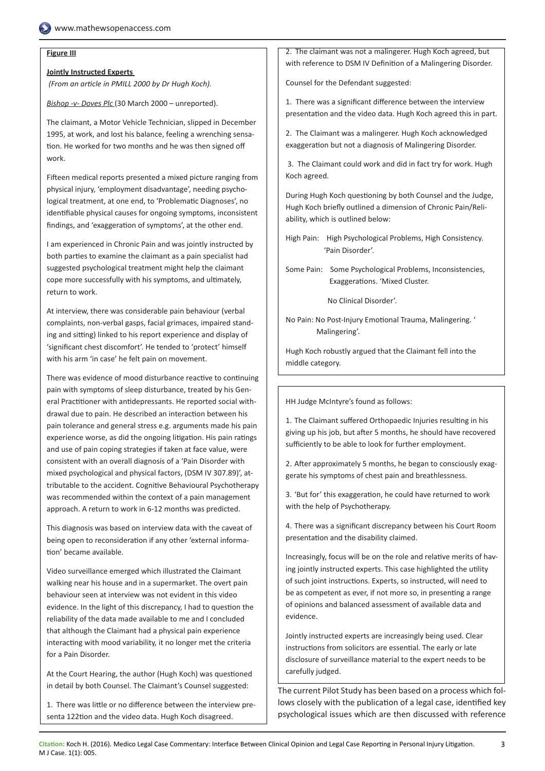**Figure III**

**Jointly Instructed Experts**

*(From an article in PMILL 2000 by Dr Hugh Koch).*

*Bishop -v- Doves Plc* (30 March 2000 – unreported).

The claimant, a Motor Vehicle Technician, slipped in December 1995, at work, and lost his balance, feeling a wrenching sensation. He worked for two months and he was then signed off work.

Fifteen medical reports presented a mixed picture ranging from physical injury, 'employment disadvantage', needing psychological treatment, at one end, to 'Problematic Diagnoses', no identifiable physical causes for ongoing symptoms, inconsistent findings, and 'exaggeration of symptoms', at the other end.

I am experienced in Chronic Pain and was jointly instructed by both parties to examine the claimant as a pain specialist had suggested psychological treatment might help the claimant cope more successfully with his symptoms, and ultimately, return to work.

At interview, there was considerable pain behaviour (verbal complaints, non-verbal gasps, facial grimaces, impaired standing and sitting) linked to his report experience and display of 'significant chest discomfort'. He tended to 'protect' himself with his arm 'in case' he felt pain on movement.

There was evidence of mood disturbance reactive to continuing pain with symptoms of sleep disturbance, treated by his General Practitioner with antidepressants. He reported social withdrawal due to pain. He described an interaction between his pain tolerance and general stress e.g. arguments made his pain experience worse, as did the ongoing litigation. His pain ratings and use of pain coping strategies if taken at face value, were consistent with an overall diagnosis of a 'Pain Disorder with mixed psychological and physical factors, (DSM IV 307.89)', attributable to the accident. Cognitive Behavioural Psychotherapy was recommended within the context of a pain management approach. A return to work in 6-12 months was predicted.

This diagnosis was based on interview data with the caveat of being open to reconsideration if any other 'external information' became available.

Video surveillance emerged which illustrated the Claimant walking near his house and in a supermarket. The overt pain behaviour seen at interview was not evident in this video evidence. In the light of this discrepancy, I had to question the reliability of the data made available to me and I concluded that although the Claimant had a physical pain experience interacting with mood variability, it no longer met the criteria for a Pain Disorder.

At the Court Hearing, the author (Hugh Koch) was questioned in detail by both Counsel. The Claimant's Counsel suggested:

1. There was little or no difference between the interview presenta 122tion and the video data. Hugh Koch disagreed.
2. The claimant was not a malingerer. Hugh Koch agreed, but with reference to DSM IV Definition of a Malingering Disorder.

Counsel for the Defendant suggested:

1. There was a significant difference between the interview presentation and the video data. Hugh Koch agreed this in part.
2. The Claimant was a malingerer. Hugh Koch acknowledged exaggeration but not a diagnosis of Malingering Disorder.
3. The Claimant could work and did in fact try for work. Hugh Koch agreed.

During Hugh Koch questioning by both Counsel and the Judge, Hugh Koch briefly outlined a dimension of Chronic Pain/Reliability, which is outlined below:

High Pain: High Psychological Problems, High Consistency. 'Pain Disorder'.

Some Pain: Some Psychological Problems, Inconsistencies, Exaggerations. 'Mixed Cluster.

No Clinical Disorder'.

No Pain: No Post-Injury Emotional Trauma, Malingering. ' Malingering'.

Hugh Koch robustly argued that the Claimant fell into the middle category.

HH Judge McIntyre's found as follows:

1. The Claimant suffered Orthopaedic Injuries resulting in his giving up his job, but after 5 months, he should have recovered sufficiently to be able to look for further employment.
2. After approximately 5 months, he began to consciously exaggerate his symptoms of chest pain and breathlessness.
3. 'But for' this exaggeration, he could have returned to work with the help of Psychotherapy.
4. There was a significant discrepancy between his Court Room presentation and the disability claimed.

Increasingly, focus will be on the role and relative merits of having jointly instructed experts. This case highlighted the utility of such joint instructions. Experts, so instructed, will need to be as competent as ever, if not more so, in presenting a range of opinions and balanced assessment of available data and evidence.

Jointly instructed experts are increasingly being used. Clear instructions from solicitors are essential. The early or late disclosure of surveillance material to the expert needs to be carefully judged.

The current Pilot Study has been based on a process which follows closely with the publication of a legal case, identified key psychological issues which are then discussed with reference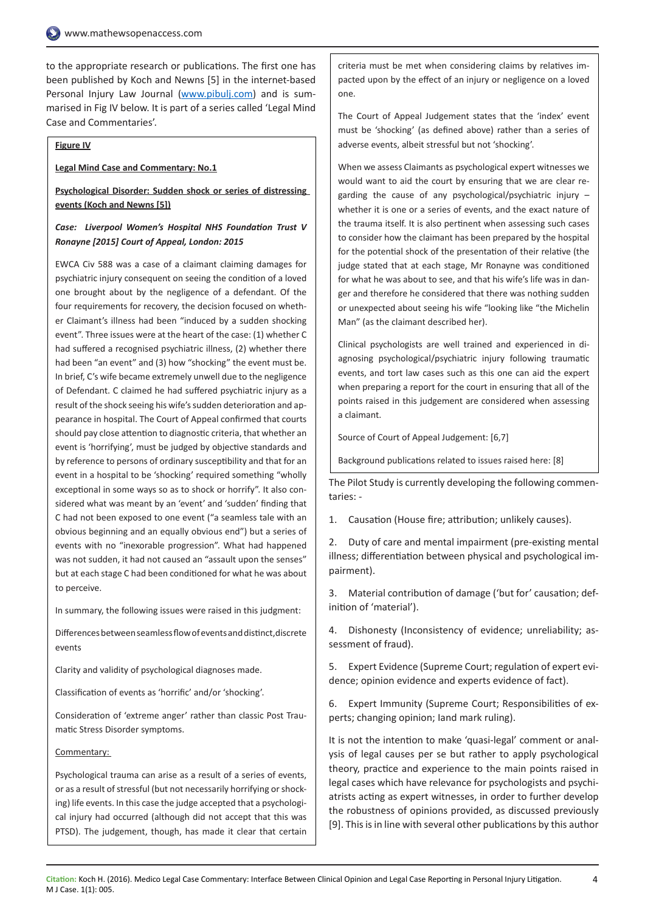to the appropriate research or publications. The first one has been published by Koch and News [5] in the internet-based Personal Injury Law Journal (www.pibulj.com) and is summarised in Fig IV below. It is part of a series called 'Legal Mind Case and Commentaries'.

**Figure IV**

**Legal Mind Case and Commentary: No.1**

**Psychological Disorder: Sudden shock or series of distressing events (Koch and News [5])**

***Case: Liverpool Women's Hospital NHS Foundation Trust V Ronayne [2015] Court of Appeal, London: 2015***

EWCA Civ 588 was a case of a claimant claiming damages for psychiatric injury consequent on seeing the condition of a loved one brought about by the negligence of a defendant. Of the four requirements for recovery, the decision focused on whether Claimant's illness had been "induced by a sudden shocking event". Three issues were at the heart of the case: (1) whether C had suffered a recognised psychiatric illness, (2) whether there had been "an event" and (3) how "shocking" the event must be. In brief, C's wife became extremely unwell due to the negligence of Defendant. C claimed he had suffered psychiatric injury as a result of the shock seeing his wife's sudden deterioration and appearance in hospital. The Court of Appeal confirmed that courts should pay close attention to diagnostic criteria, that whether an event is 'horrifying', must be judged by objective standards and by reference to persons of ordinary susceptibility and that for an event in a hospital to be 'shocking' required something "wholly exceptional in some ways so as to shock or horrify". It also considered what was meant by an 'event' and 'sudden' finding that C had not been exposed to one event ("a seamless tale with an obvious beginning and an equally obvious end") but a series of events with no "inexorable progression". What had happened was not sudden, it had not caused an "assault upon the senses" but at each stage C had been conditioned for what he was about to perceive.

In summary, the following issues were raised in this judgment:

Differences between seamless flow of events and distinct, discrete events

Clarity and validity of psychological diagnoses made.

Classification of events as 'horrific' and/or 'shocking'.

Consideration of 'extreme anger' rather than classic Post Traumatic Stress Disorder symptoms.

Commentary:

Psychological trauma can arise as a result of a series of events, or as a result of stressful (but not necessarily horrifying or shocking) life events. In this case the judge accepted that a psychological injury had occurred (although did not accept that this was PTSD). The judgement, though, has made it clear that certain criteria must be met when considering claims by relatives impacted upon by the effect of an injury or negligence on a loved one.

The Court of Appeal Judgement states that the 'index' event must be 'shocking' (as defined above) rather than a series of adverse events, albeit stressful but not 'shocking'.

When we assess Claimants as psychological expert witnesses we would want to aid the court by ensuring that we are clear regarding the cause of any psychological/psychiatric injury – whether it is one or a series of events, and the exact nature of the trauma itself. It is also pertinent when assessing such cases to consider how the claimant has been prepared by the hospital for the potential shock of the presentation of their relative (the judge stated that at each stage, Mr Ronayne was conditioned for what he was about to see, and that his wife's life was in danger and therefore he considered that there was nothing sudden or unexpected about seeing his wife "looking like "the Michelin Man" (as the claimant described her).

Clinical psychologists are well trained and experienced in diagnosing psychological/psychiatric injury following traumatic events, and tort law cases such as this one can aid the expert when preparing a report for the court in ensuring that all of the points raised in this judgement are considered when assessing a claimant.

Source of Court of Appeal Judgement: [6,7]

Background publications related to issues raised here: [8]

The Pilot Study is currently developing the following commentaries: -

1. Causation (House fire; attribution; unlikely causes).
2. Duty of care and mental impairment (pre-existing mental illness; differentiation between physical and psychological impairment).
3. Material contribution of damage ('but for' causation; definition of 'material').
4. Dishonesty (Inconsistency of evidence; unreliability; assessment of fraud).
5. Expert Evidence (Supreme Court; regulation of expert evidence; opinion evidence and experts evidence of fact).
6. Expert Immunity (Supreme Court; Responsibilities of experts; changing opinion; land mark ruling).

It is not the intention to make 'quasi-legal' comment or analysis of legal causes per se but rather to apply psychological theory, practice and experience to the main points raised in legal cases which have relevance for psychologists and psychiatrists acting as expert witnesses, in order to further develop the robustness of opinions provided, as discussed previously [9]. This is in line with several other publications by this author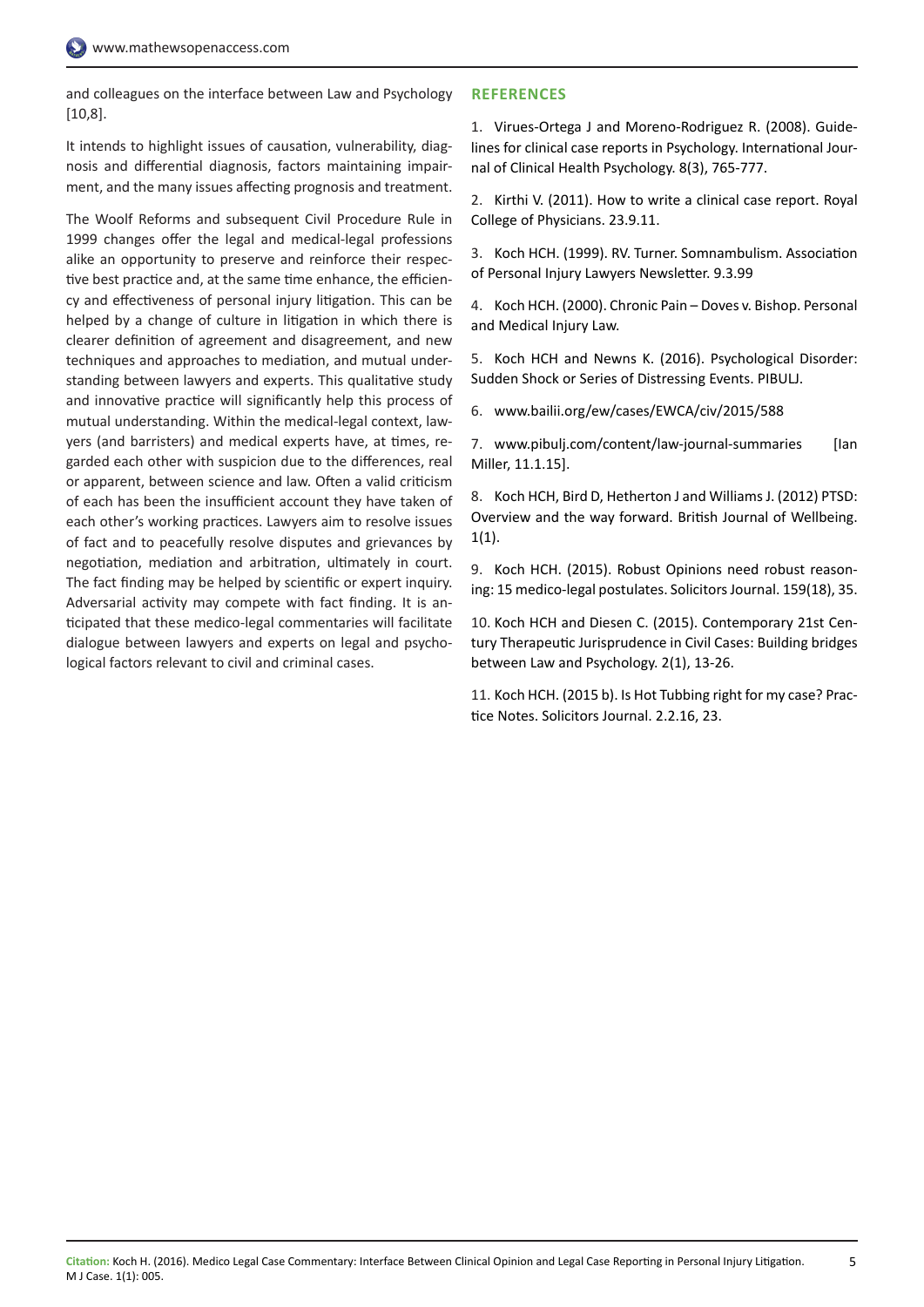and colleagues on the interface between Law and Psychology [10,8].

It intends to highlight issues of causation, vulnerability, diagnosis and differential diagnosis, factors maintaining impairment, and the many issues affecting prognosis and treatment.

The Woolf Reforms and subsequent Civil Procedure Rule in 1999 changes offer the legal and medical-legal professions alike an opportunity to preserve and reinforce their respective best practice and, at the same time enhance, the efficiency and effectiveness of personal injury litigation. This can be helped by a change of culture in litigation in which there is clearer definition of agreement and disagreement, and new techniques and approaches to mediation, and mutual understanding between lawyers and experts. This qualitative study and innovative practice will significantly help this process of mutual understanding. Within the medical-legal context, lawyers (and barristers) and medical experts have, at times, regarded each other with suspicion due to the differences, real or apparent, between science and law. Often a valid criticism of each has been the insufficient account they have taken of each other's working practices. Lawyers aim to resolve issues of fact and to peacefully resolve disputes and grievances by negotiation, mediation and arbitration, ultimately in court. The fact finding may be helped by scientific or expert inquiry. Adversarial activity may compete with fact finding. It is anticipated that these medico-legal commentaries will facilitate dialogue between lawyers and experts on legal and psychological factors relevant to civil and criminal cases.

## REFERENCES

1. Virues-Ortega J and Moreno-Rodriguez R. (2008). Guidelines for clinical case reports in Psychology. International Journal of Clinical Health Psychology. 8(3), 765-777.

2. Kirthi V. (2011). How to write a clinical case report. Royal College of Physicians. 23.9.11.

3. Koch HCH. (1999). RV. Turner. Somnambulism. Association of Personal Injury Lawyers Newsletter. 9.3.99

4. Koch HCH. (2000). Chronic Pain – Doves v. Bishop. Personal and Medical Injury Law.

5. Koch HCH and Newns K. (2016). Psychological Disorder: Sudden Shock or Series of Distressing Events. PIBULJ.

6. www.bailii.org/ew/cases/EWCA/civ/2015/588

7. www.pibulj.com/content/law-journal-summaries [Ian Miller, 11.1.15].

8. Koch HCH, Bird D, Hetherton J and Williams J. (2012) PTSD: Overview and the way forward. British Journal of Wellbeing. 1(1).

9. Koch HCH. (2015). Robust Opinions need robust reasoning: 15 medico-legal postulates. Solicitors Journal. 159(18), 35.

10. Koch HCH and Diesen C. (2015). Contemporary 21st Century Therapeutic Jurisprudence in Civil Cases: Building bridges between Law and Psychology. 2(1), 13-26.

11. Koch HCH. (2015 b). Is Hot Tubbing right for my case? Practice Notes. Solicitors Journal. 2.2.16, 23.